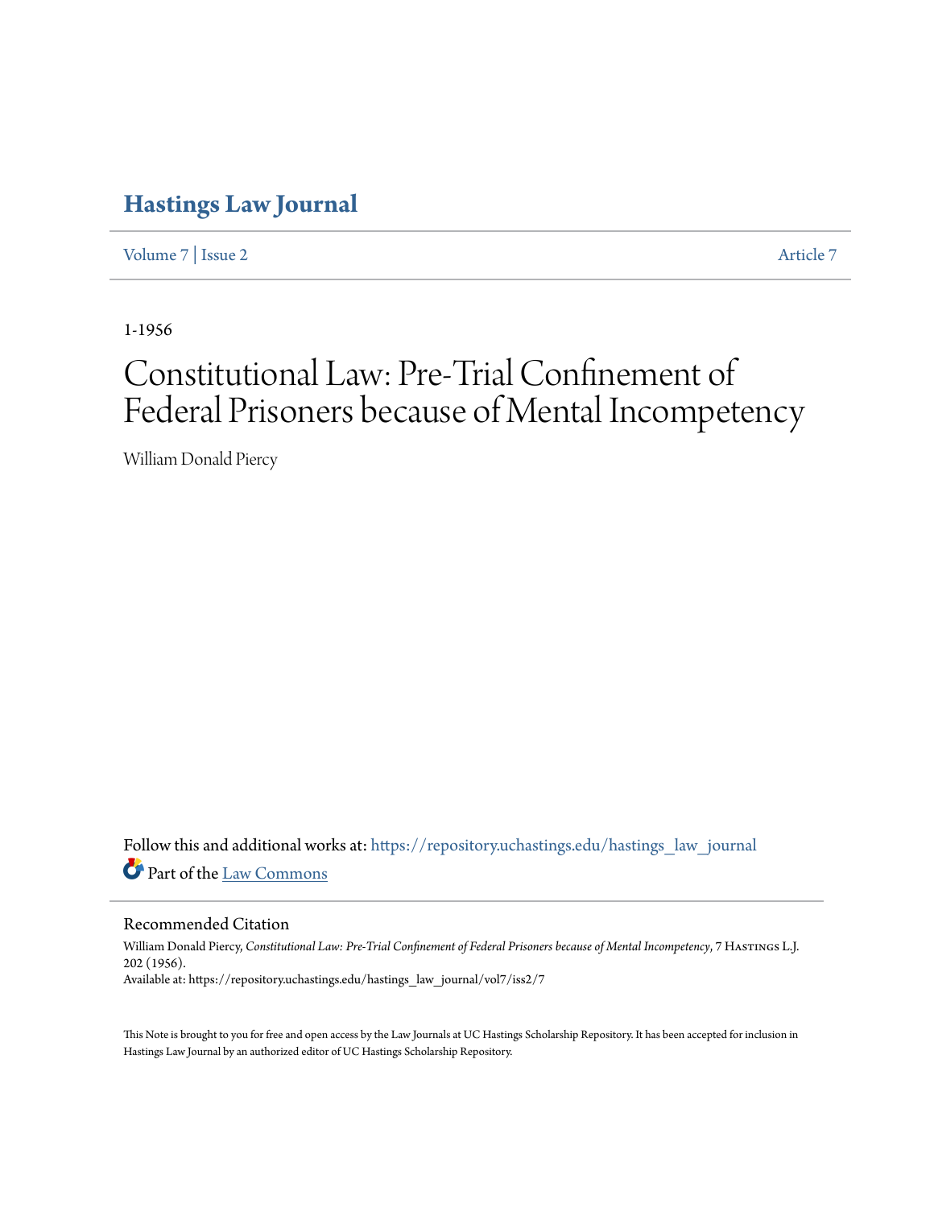# Hastings Law Journal

Volume 7 | Issue 2 Article 7

1-1956

# Constitutional Law: Pre-Trial Confinement of Federal Prisoners because of Mental Incompetency

William Donald Piercy

Follow this and additional works at: https://repository.uchastings.edu/hastings_law_journal

Part of the Law Commons

## Recommended Citation

William Donald Piercy, *Constitutional Law: Pre-Trial Confinement of Federal Prisoners because of Mental Incompetency*, 7 Hastings L.J. 202 (1956).

Available at: https://repository.uchastings.edu/hastings_law_journal/vol7/iss2/7

This Note is brought to you for free and open access by the Law Journals at UC Hastings Scholarship Repository. It has been accepted for inclusion in Hastings Law Journal by an authorized editor of UC Hastings Scholarship Repository.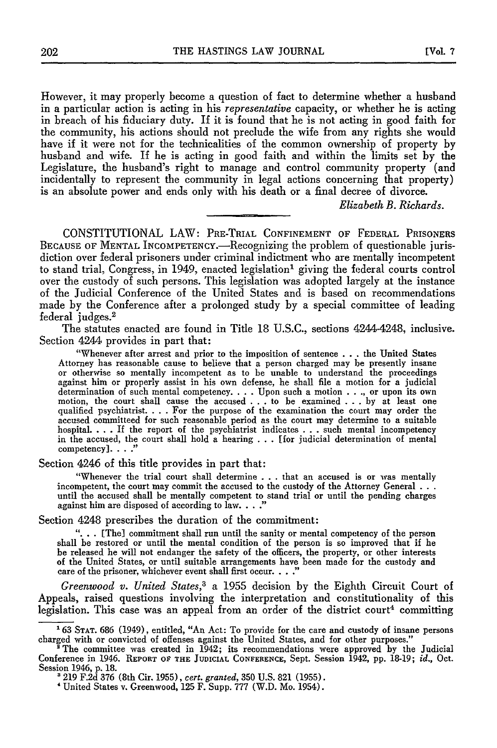However, it may properly become a question of fact to determine whether a husband in a particular action is acting in his *representative* capacity, or whether he is acting in breach of his fiduciary duty. If it is found that he is not acting in good faith for the community, his actions should not preclude the wife from any rights she would have if it were not for the technicalities of the common ownership of property by husband and wife. If he is acting in good faith and within the limits set by the Legislature, the husband's right to manage and control community property (and incidentally to represent the community in legal actions concerning that property) is an absolute power and ends only with his death or a final decree of divorce.

*Elizabeth B. Richards.*

---

CONSTITUTIONAL LAW: PRE-TRIAL CONFINEMENT OF FEDERAL PRISONERS BECAUSE OF MENTAL INCOMPETENCY.—Recognizing the problem of questionable jurisdiction over federal prisoners under criminal indictment who are mentally incompetent to stand trial, Congress, in 1949, enacted legislation[1] giving the federal courts control over the custody of such persons. This legislation was adopted largely at the instance of the Judicial Conference of the United States and is based on recommendations made by the Conference after a prolonged study by a special committee of leading federal judges.[2]

The statutes enacted are found in Title 18 U.S.C., sections 4244-4248, inclusive. Section 4244 provides in part that:

> "Whenever after arrest and prior to the imposition of sentence . . . the United States Attorney has reasonable cause to believe that a person charged may be presently insane or otherwise so mentally incompetent as to be unable to understand the proceedings against him or properly assist in his own defense, he shall file a motion for a judicial determination of such mental competency. . . . Upon such a motion . . ., or upon its own motion, the court shall cause the accused . . . to be examined . . . by at least one qualified psychiatrist. . . . For the purpose of the examination the court may order the accused committeed for such reasonable period as the court may determine to a suitable hospital. . . . If the report of the psychiatrist indicates . . . such mental incompetency in the accused, the court shall hold a hearing . . . [for judicial determination of mental competency]. . . ."

Section 4246 of this title provides in part that:

> "Whenever the trial court shall determine . . . that an accused is or was mentally incompetent, the court may commit the accused to the custody of the Attorney General . . . until the accused shall be mentally competent to stand trial or until the pending charges against him are disposed of according to law. . . ."

Section 4248 prescribes the duration of the commitment:

> ". . . [The] commitment shall run until the sanity or mental competency of the person shall be restored or until the mental condition of the person is so improved that if he be released he will not endanger the safety of the officers, the property, or other interests of the United States, or until suitable arrangements have been made for the custody and care of the prisoner, whichever event shall first occur. . . ."

*Greenwood v. United States*,[3] a 1955 decision by the Eighth Circuit Court of Appeals, raised questions involving the interpretation and constitutionality of this legislation. This case was an appeal from an order of the district court[4] committing

---

[1] 63 STAT. 686 (1949), entitled, "An Act: To provide for the care and custody of insane persons charged with or convicted of offenses against the United States, and for other purposes."

[2] The committee was created in 1942; its recommendations were approved by the Judicial Conference in 1946. REPORT OF THE JUDICIAL CONFERENCE, Sept. Session 1942, pp. 18-19; *id.*, Oct. Session 1946, p. 18.

[3] 219 F.2d 376 (8th Cir. 1955), *cert. granted*, 350 U.S. 821 (1955).

[4] United States v. Greenwood, 125 F. Supp. 777 (W.D. Mo. 1954).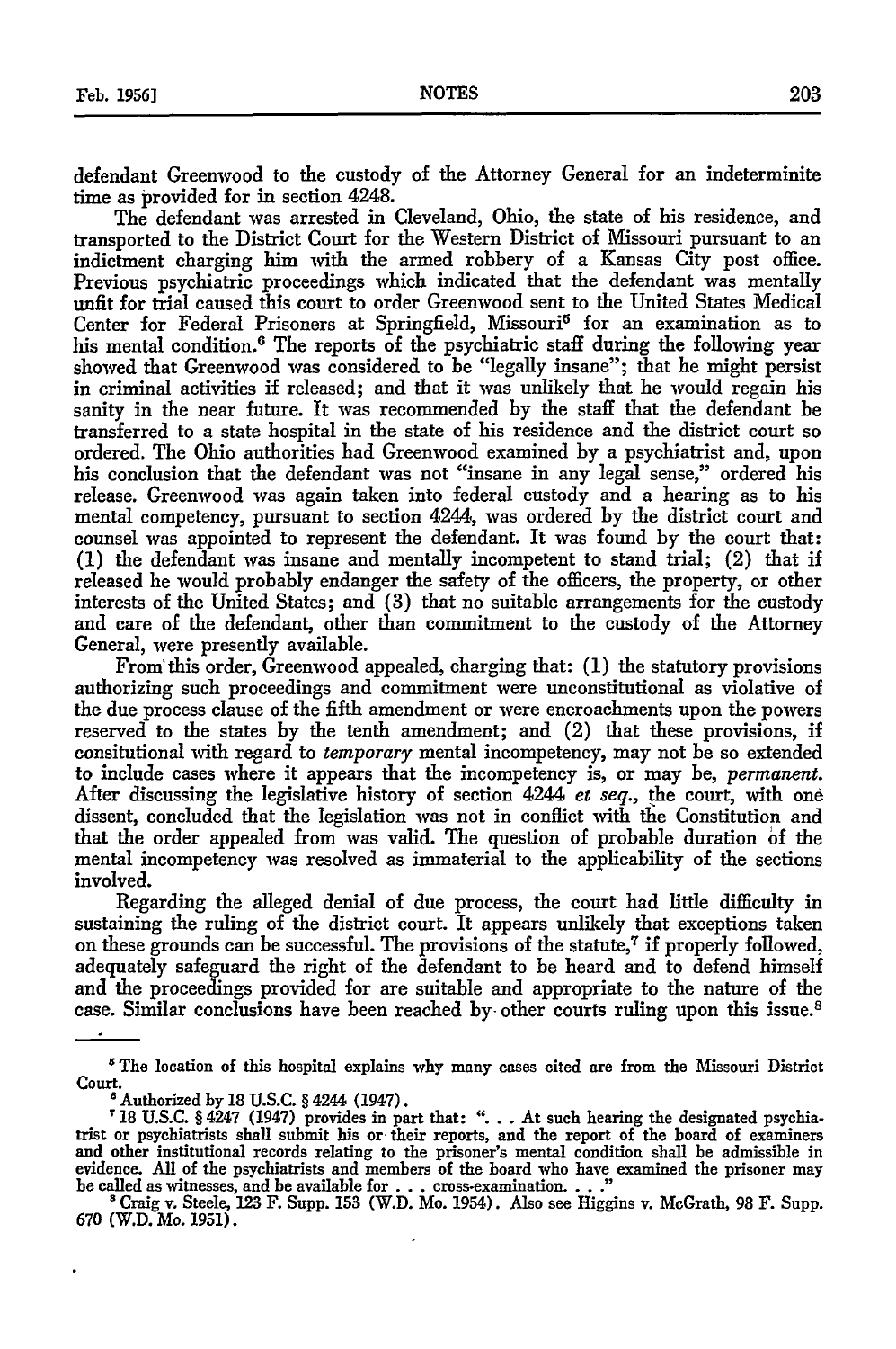defendant Greenwood to the custody of the Attorney General for an indeterminite time as provided for in section 4248.

The defendant was arrested in Cleveland, Ohio, the state of his residence, and transported to the District Court for the Western District of Missouri pursuant to an indictment charging him with the armed robbery of a Kansas City post office. Previous psychiatric proceedings which indicated that the defendant was mentally unfit for trial caused this court to order Greenwood sent to the United States Medical Center for Federal Prisoners at Springfield, Missouri[5] for an examination as to his mental condition.[6] The reports of the psychiatric staff during the following year showed that Greenwood was considered to be "legally insane"; that he might persist in criminal activities if released; and that it was unlikely that he would regain his sanity in the near future. It was recommended by the staff that the defendant be transferred to a state hospital in the state of his residence and the district court so ordered. The Ohio authorities had Greenwood examined by a psychiatrist and, upon his conclusion that the defendant was not "insane in any legal sense," ordered his release. Greenwood was again taken into federal custody and a hearing as to his mental competency, pursuant to section 4244, was ordered by the district court and counsel was appointed to represent the defendant. It was found by the court that: (1) the defendant was insane and mentally incompetent to stand trial; (2) that if released he would probably endanger the safety of the officers, the property, or other interests of the United States; and (3) that no suitable arrangements for the custody and care of the defendant, other than commitment to the custody of the Attorney General, were presently available.

From this order, Greenwood appealed, charging that: (1) the statutory provisions authorizing such proceedings and commitment were unconstitutional as violative of the due process clause of the fifth amendment or were encroachments upon the powers reserved to the states by the tenth amendment; and (2) that these provisions, if consitutional with regard to *temporary* mental incompetency, may not be so extended to include cases where it appears that the incompetency is, or may be, *permanent*. After discussing the legislative history of section 4244 *et seq.*, the court, with one dissent, concluded that the legislation was not in conflict with the Constitution and that the order appealed from was valid. The question of probable duration of the mental incompetency was resolved as immaterial to the applicability of the sections involved.

Regarding the alleged denial of due process, the court had little difficulty in sustaining the ruling of the district court. It appears unlikely that exceptions taken on these grounds can be successful. The provisions of the statute,[7] if properly followed, adequately safeguard the right of the defendant to be heard and to defend himself and the proceedings provided for are suitable and appropriate to the nature of the case. Similar conclusions have been reached by other courts ruling upon this issue.[8]

---

[5] The location of this hospital explains why many cases cited are from the Missouri District Court.

[6] Authorized by 18 U.S.C. § 4244 (1947).

[7] 18 U.S.C. § 4247 (1947) provides in part that: ". . . At such hearing the designated psychiatrist or psychiatrists shall submit his or their reports, and the report of the board of examiners and other institutional records relating to the prisoner's mental condition shall be admissible in evidence. All of the psychiatrists and members of the board who have examined the prisoner may be called as witnesses, and be available for . . . cross-examination. . . ."

[8] Craig v. Steele, 123 F. Supp. 153 (W.D. Mo. 1954). Also see Higgins v. McGrath, 98 F. Supp. 670 (W.D. Mo. 1951).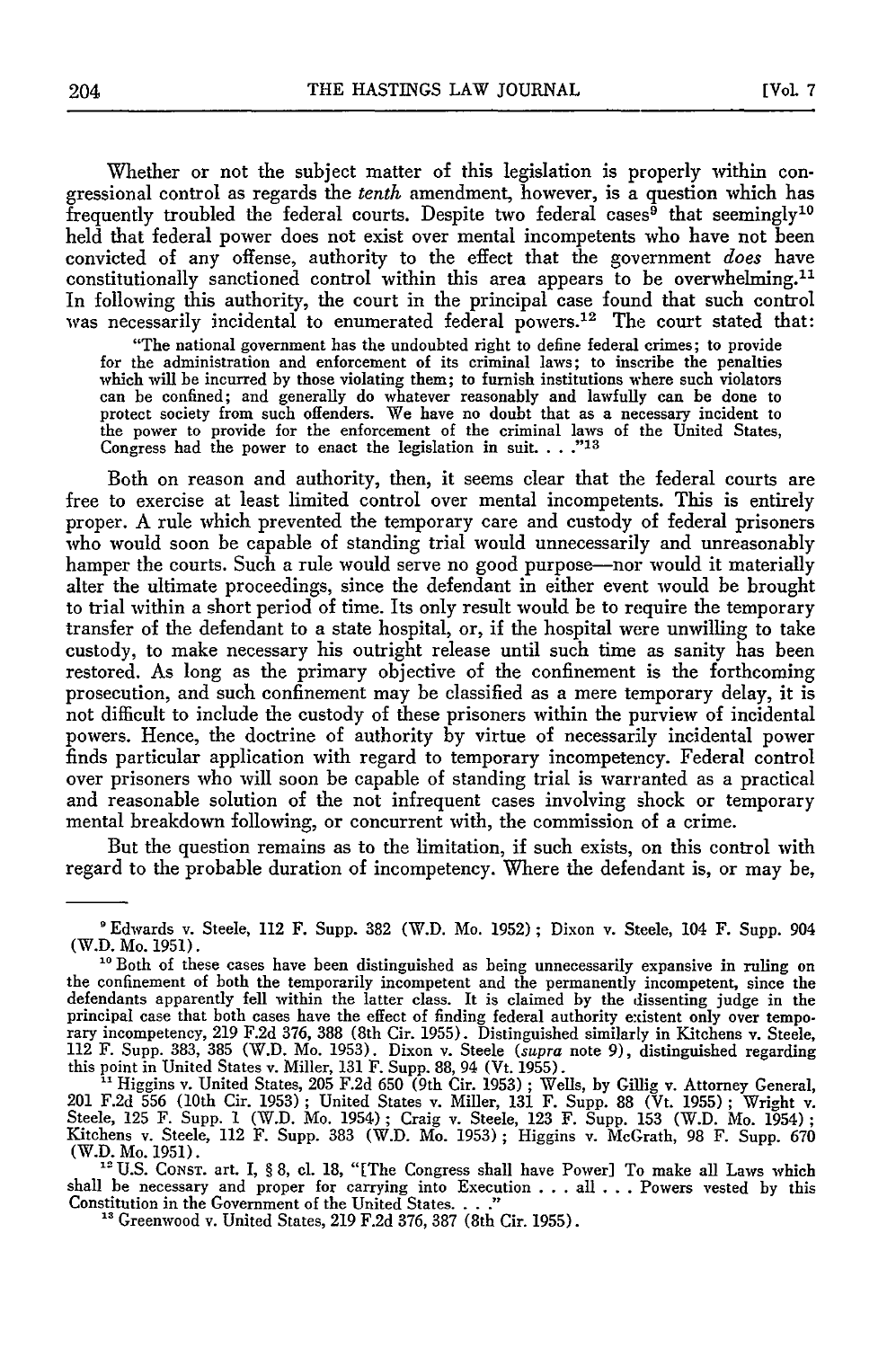Whether or not the subject matter of this legislation is properly within congressional control as regards the *tenth* amendment, however, is a question which has frequently troubled the federal courts. Despite two federal cases[9] that seemingly[10] held that federal power does not exist over mental incompetents who have not been convicted of any offense, authority to the effect that the government *does* have constitutionally sanctioned control within this area appears to be overwhelming.[11] In following this authority, the court in the principal case found that such control was necessarily incidental to enumerated federal powers.[12] The court stated that:

> "The national government has the undoubted right to define federal crimes; to provide for the administration and enforcement of its criminal laws; to inscribe the penalties which will be incurred by those violating them; to furnish institutions where such violators can be confined; and generally do whatever reasonably and lawfully can be done to protect society from such offenders. We have no doubt that as a necessary incident to the power to provide for the enforcement of the criminal laws of the United States, Congress had the power to enact the legislation in suit. . . ."[13]

Both on reason and authority, then, it seems clear that the federal courts are free to exercise at least limited control over mental incompetents. This is entirely proper. A rule which prevented the temporary care and custody of federal prisoners who would soon be capable of standing trial would unnecessarily and unreasonably hamper the courts. Such a rule would serve no good purpose—nor would it materially alter the ultimate proceedings, since the defendant in either event would be brought to trial within a short period of time. Its only result would be to require the temporary transfer of the defendant to a state hospital, or, if the hospital were unwilling to take custody, to make necessary his outright release until such time as sanity has been restored. As long as the primary objective of the confinement is the forthcoming prosecution, and such confinement may be classified as a mere temporary delay, it is not difficult to include the custody of these prisoners within the purview of incidental powers. Hence, the doctrine of authority by virtue of necessarily incidental power finds particular application with regard to temporary incompetency. Federal control over prisoners who will soon be capable of standing trial is warranted as a practical and reasonable solution of the not infrequent cases involving shock or temporary mental breakdown following, or concurrent with, the commission of a crime.

But the question remains as to the limitation, if such exists, on this control with regard to the probable duration of incompetency. Where the defendant is, or may be,

---

[9] Edwards v. Steele, 112 F. Supp. 382 (W.D. Mo. 1952); Dixon v. Steele, 104 F. Supp. 904 (W.D. Mo. 1951).

[10] Both of these cases have been distinguished as being unnecessarily expansive in ruling on the confinement of both the temporarily incompetent and the permanently incompetent, since the defendants apparently fell within the latter class. It is claimed by the dissenting judge in the principal case that both cases have the effect of finding federal authority existent only over temporary incompetency, 219 F.2d 376, 388 (8th Cir. 1955). Distinguished similarly in Kitchens v. Steele, 112 F. Supp. 383, 385 (W.D. Mo. 1953). Dixon v. Steele (*supra* note 9), distinguished regarding this point in United States v. Miller, 131 F. Supp. 88, 94 (Vt. 1955).

[11] Higgins v. United States, 205 F.2d 650 (9th Cir. 1953); Wells, by Gillig v. Attorney General, 201 F.2d 556 (10th Cir. 1953); United States v. Miller, 131 F. Supp. 88 (Vt. 1955); Wright v. Steele, 125 F. Supp. 1 (W.D. Mo. 1954); Craig v. Steele, 123 F. Supp. 153 (W.D. Mo. 1954); Kitchens v. Steele, 112 F. Supp. 383 (W.D. Mo. 1953); Higgins v. McGrath, 98 F. Supp. 670 (W.D. Mo. 1951).

[12] U.S. CONST. art. I, § 8, cl. 18, "[The Congress shall have Power] To make all Laws which shall be necessary and proper for carrying into Execution . . . all . . . Powers vested by this Constitution in the Government of the United States. . . ."

[13] Greenwood v. United States, 219 F.2d 376, 387 (8th Cir. 1955).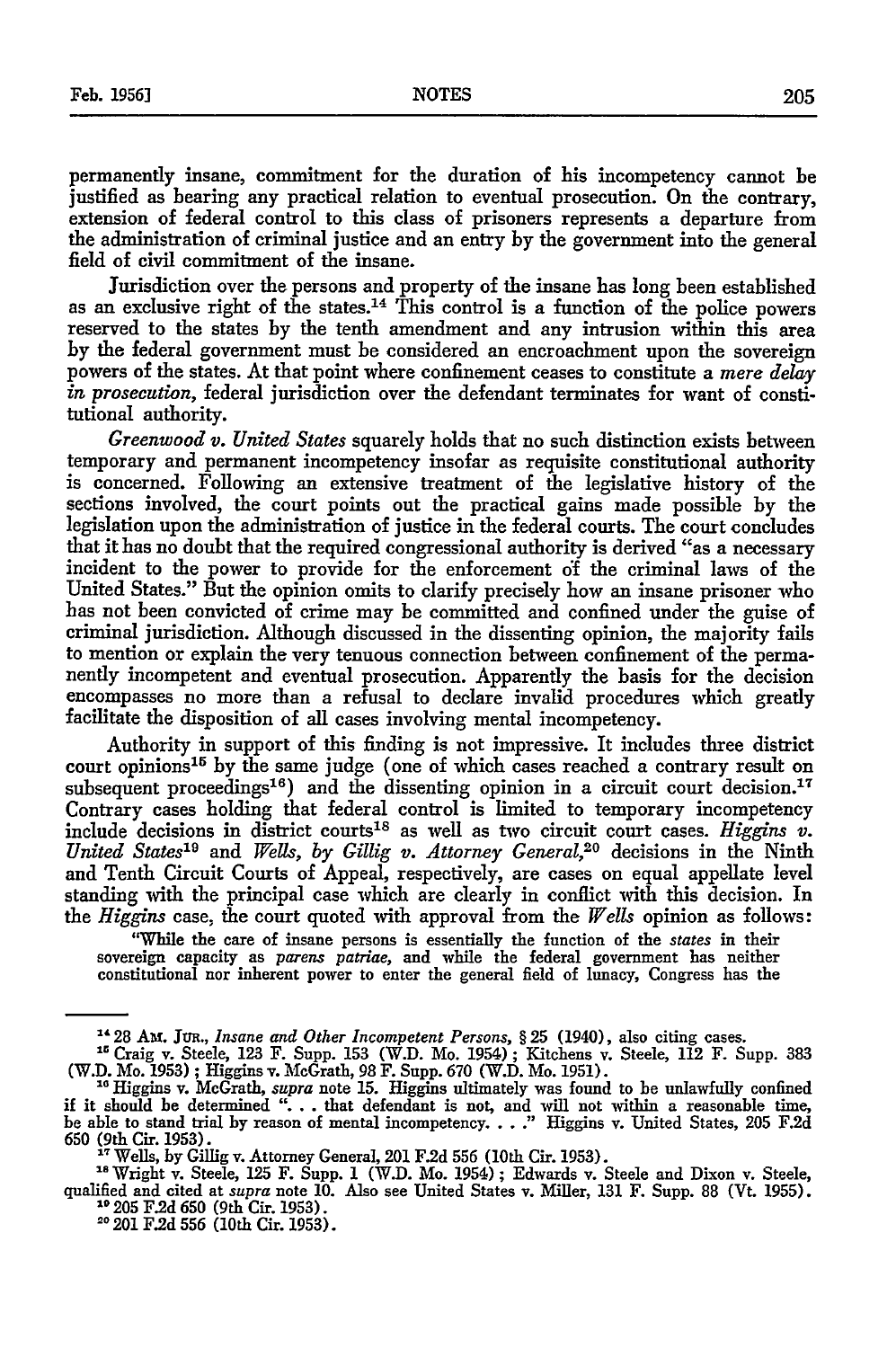permanently insane, commitment for the duration of his incompetency cannot be justified as bearing any practical relation to eventual prosecution. On the contrary, extension of federal control to this class of prisoners represents a departure from the administration of criminal justice and an entry by the government into the general field of civil commitment of the insane.

Jurisdiction over the persons and property of the insane has long been established as an exclusive right of the states.[14] This control is a function of the police powers reserved to the states by the tenth amendment and any intrusion within this area by the federal government must be considered an encroachment upon the sovereign powers of the states. At that point where confinement ceases to constitute a *mere delay in prosecution,* federal jurisdiction over the defendant terminates for want of constitutional authority.

*Greenwood v. United States* squarely holds that no such distinction exists between temporary and permanent incompetency insofar as requisite constitutional authority is concerned. Following an extensive treatment of the legislative history of the sections involved, the court points out the practical gains made possible by the legislation upon the administration of justice in the federal courts. The court concludes that it has no doubt that the required congressional authority is derived "as a necessary incident to the power to provide for the enforcement of the criminal laws of the United States." But the opinion omits to clarify precisely how an insane prisoner who has not been convicted of crime may be committed and confined under the guise of criminal jurisdiction. Although discussed in the dissenting opinion, the majority fails to mention or explain the very tenuous connection between confinement of the permanently incompetent and eventual prosecution. Apparently the basis for the decision encompasses no more than a refusal to declare invalid procedures which greatly facilitate the disposition of all cases involving mental incompetency.

Authority in support of this finding is not impressive. It includes three district court opinions[15] by the same judge (one of which cases reached a contrary result on subsequent proceedings[16]) and the dissenting opinion in a circuit court decision.[17] Contrary cases holding that federal control is limited to temporary incompetency include decisions in district courts[18] as well as two circuit court cases. *Higgins v. United States*[19] and *Wells, by Gillig v. Attorney General,*[20] decisions in the Ninth and Tenth Circuit Courts of Appeal, respectively, are cases on equal appellate level standing with the principal case which are clearly in conflict with this decision. In the *Higgins* case, the court quoted with approval from the *Wells* opinion as follows:

> "While the care of insane persons is essentially the function of the *states* in their sovereign capacity as *parens patriae,* and while the federal government has neither constitutional nor inherent power to enter the general field of lunacy, Congress has the

---

[14] 28 Am. Jur., *Insane and Other Incompetent Persons,* § 25 (1940), also citing cases.

[15] Craig v. Steele, 123 F. Supp. 153 (W.D. Mo. 1954); Kitchens v. Steele, 112 F. Supp. 383 (W.D. Mo. 1953); Higgins v. McGrath, 98 F. Supp. 670 (W.D. Mo. 1951).

[16] Higgins v. McGrath, *supra* note 15. Higgins ultimately was found to be unlawfully confined if it should be determined ". . . that defendant is not, and will not within a reasonable time, be able to stand trial by reason of mental incompetency. . . ." Higgins v. United States, 205 F.2d 650 (9th Cir. 1953).

[17] Wells, by Gillig v. Attorney General, 201 F.2d 556 (10th Cir. 1953).

[18] Wright v. Steele, 125 F. Supp. 1 (W.D. Mo. 1954); Edwards v. Steele and Dixon v. Steele, qualified and cited at *supra* note 10. Also see United States v. Miller, 131 F. Supp. 88 (Vt. 1955).

[19] 205 F.2d 650 (9th Cir. 1953).

[20] 201 F.2d 556 (10th Cir. 1953).